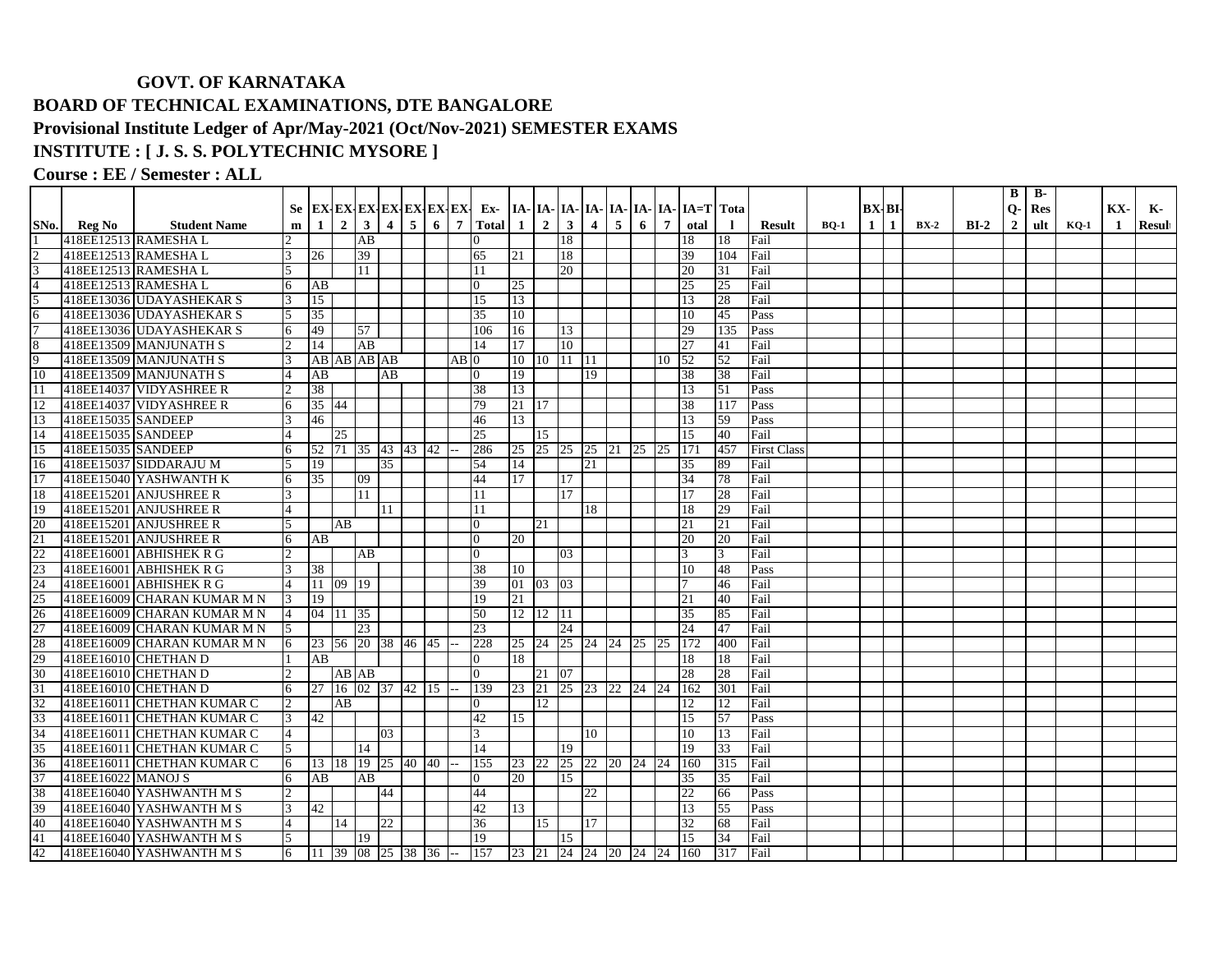**GOVT. OF KARNATAKA**

**BOARD OF TECHNICAL EXAMINATIONS, DTE BANGALORE**

**Provisional Institute Ledger of Apr/May-2021 (Oct/Nov-2021) SEMESTER EXAMS**

**INSTITUTE : [ J. S. S. POLYTECHNIC MYSORE ]**

**Course : EE / Semester : ALL**

| SNo. | Reg No | Student Name | Sem | EX-1 | EX-2 | EX-3 | EX-4 | EX-5 | EX-6 | EX-7 | Ex-Total | IA-1 | IA-2 | IA-3 | IA-4 | IA-5 | IA-6 | IA-7 | IA=Total | Total | Result | BQ-1 | BX-1 | BI-1 | BX-2 | BI-2 | BQ-2 | B-Result | KQ-1 | KX-1 | K-Result |
|---|---|---|---|---|---|---|---|---|---|---|---|---|---|---|---|---|---|---|---|---|---|---|---|---|---|---|---|---|---|---|---|
| 1 | 418EE12513 | RAMESHA L | 2 | | | AB | | | | | 0 | | | 18 | | | | | 18 | 18 | Fail | | | | | | | | | | |
| 2 | 418EE12513 | RAMESHA L | 3 | 26 | | 39 | | | | | 65 | 21 | | 18 | | | | | 39 | 104 | Fail | | | | | | | | | | |
| 3 | 418EE12513 | RAMESHA L | 5 | | | 11 | | | | | 11 | | | 20 | | | | | 20 | 31 | Fail | | | | | | | | | | |
| 4 | 418EE12513 | RAMESHA L | 6 | AB | | | | | | | 0 | 25 | | | | | | | 25 | 25 | Fail | | | | | | | | | | |
| 5 | 418EE13036 | UDAYASHEKAR S | 3 | 15 | | | | | | | 15 | 13 | | | | | | | 13 | 28 | Fail | | | | | | | | | | |
| 6 | 418EE13036 | UDAYASHEKAR S | 5 | 35 | | | | | | | 35 | 10 | | | | | | | 10 | 45 | Pass | | | | | | | | | | |
| 7 | 418EE13036 | UDAYASHEKAR S | 6 | 49 | | 57 | | | | | 106 | 16 | | 13 | | | | | 29 | 135 | Pass | | | | | | | | | | |
| 8 | 418EE13509 | MANJUNATH S | 2 | 14 | | AB | | | | | 14 | 17 | | 10 | | | | | 27 | 41 | Fail | | | | | | | | | | |
| 9 | 418EE13509 | MANJUNATH S | 3 | AB | AB | AB | AB | | | AB | 0 | 10 | 10 | 11 | 11 | | | 10 | 52 | 52 | Fail | | | | | | | | | | |
| 10 | 418EE13509 | MANJUNATH S | 4 | AB | | | AB | | | | 0 | 19 | | | 19 | | | | 38 | 38 | Fail | | | | | | | | | | |
| 11 | 418EE14037 | VIDYASHREE R | 2 | 38 | | | | | | | 38 | 13 | | | | | | | 13 | 51 | Pass | | | | | | | | | | |
| 12 | 418EE14037 | VIDYASHREE R | 6 | 35 | 44 | | | | | | 79 | 21 | 17 | | | | | | 38 | 117 | Pass | | | | | | | | | | |
| 13 | 418EE15035 | SANDEEP | 3 | 46 | | | | | | | 46 | 13 | | | | | | | 13 | 59 | Pass | | | | | | | | | | |
| 14 | 418EE15035 | SANDEEP | 4 | | 25 | | | | | | 25 | | 15 | | | | | | 15 | 40 | Fail | | | | | | | | | | |
| 15 | 418EE15035 | SANDEEP | 6 | 52 | 71 | 35 | 43 | 43 | 42 | -- | 286 | 25 | 25 | 25 | 25 | 21 | 25 | 25 | 171 | 457 | First Class | | | | | | | | | | |
| 16 | 418EE15037 | SIDDARAJU M | 5 | 19 | | | 35 | | | | 54 | 14 | | | 21 | | | | 35 | 89 | Fail | | | | | | | | | | |
| 17 | 418EE15040 | YASHWANTH K | 6 | 35 | | 09 | | | | | 44 | 17 | | 17 | | | | | 34 | 78 | Fail | | | | | | | | | | |
| 18 | 418EE15201 | ANJUSHREE R | 3 | | | 11 | | | | | 11 | | | 17 | | | | | 17 | 28 | Fail | | | | | | | | | | |
| 19 | 418EE15201 | ANJUSHREE R | 4 | | | | 11 | | | | 11 | | | | 18 | | | | 18 | 29 | Fail | | | | | | | | | | |
| 20 | 418EE15201 | ANJUSHREE R | 5 | | AB | | | | | | 0 | | 21 | | | | | | 21 | 21 | Fail | | | | | | | | | | |
| 21 | 418EE15201 | ANJUSHREE R | 6 | AB | | | | | | | 0 | 20 | | | | | | | 20 | 20 | Fail | | | | | | | | | | |
| 22 | 418EE16001 | ABHISHEK R G | 2 | | | AB | | | | | 0 | | | 03 | | | | | 3 | 3 | Fail | | | | | | | | | | |
| 23 | 418EE16001 | ABHISHEK R G | 3 | 38 | | | | | | | 38 | 10 | | | | | | | 10 | 48 | Pass | | | | | | | | | | |
| 24 | 418EE16001 | ABHISHEK R G | 4 | 11 | 09 | 19 | | | | | 39 | 01 | 03 | 03 | | | | | 7 | 46 | Fail | | | | | | | | | | |
| 25 | 418EE16009 | CHARAN KUMAR M N | 3 | 19 | | | | | | | 19 | 21 | | | | | | | 21 | 40 | Fail | | | | | | | | | | |
| 26 | 418EE16009 | CHARAN KUMAR M N | 4 | 04 | 11 | 35 | | | | | 50 | 12 | 12 | 11 | | | | | 35 | 85 | Fail | | | | | | | | | | |
| 27 | 418EE16009 | CHARAN KUMAR M N | 5 | | | 23 | | | | | 23 | | | 24 | | | | | 24 | 47 | Fail | | | | | | | | | | |
| 28 | 418EE16009 | CHARAN KUMAR M N | 6 | 23 | 56 | 20 | 38 | 46 | 45 | -- | 228 | 25 | 24 | 25 | 24 | 24 | 25 | 25 | 172 | 400 | Fail | | | | | | | | | | |
| 29 | 418EE16010 | CHETHAN D | 1 | AB | | | | | | | 0 | 18 | | | | | | | 18 | 18 | Fail | | | | | | | | | | |
| 30 | 418EE16010 | CHETHAN D | 2 | | AB | AB | | | | | 0 | | 21 | 07 | | | | | 28 | 28 | Fail | | | | | | | | | | |
| 31 | 418EE16010 | CHETHAN D | 6 | 27 | 16 | 02 | 37 | 42 | 15 | -- | 139 | 23 | 21 | 25 | 23 | 22 | 24 | 24 | 162 | 301 | Fail | | | | | | | | | | |
| 32 | 418EE16011 | CHETHAN KUMAR C | 2 | | AB | | | | | | 0 | | 12 | | | | | | 12 | 12 | Fail | | | | | | | | | | |
| 33 | 418EE16011 | CHETHAN KUMAR C | 3 | 42 | | | | | | | 42 | 15 | | | | | | | 15 | 57 | Pass | | | | | | | | | | |
| 34 | 418EE16011 | CHETHAN KUMAR C | 4 | | | | 03 | | | | 3 | | | | 10 | | | | 10 | 13 | Fail | | | | | | | | | | |
| 35 | 418EE16011 | CHETHAN KUMAR C | 5 | | | 14 | | | | | 14 | | | 19 | | | | | 19 | 33 | Fail | | | | | | | | | | |
| 36 | 418EE16011 | CHETHAN KUMAR C | 6 | 13 | 18 | 19 | 25 | 40 | 40 | -- | 155 | 23 | 22 | 25 | 22 | 20 | 24 | 24 | 160 | 315 | Fail | | | | | | | | | | |
| 37 | 418EE16022 | MANOJ S | 6 | AB | | AB | | | | | 0 | 20 | | 15 | | | | | 35 | 35 | Fail | | | | | | | | | | |
| 38 | 418EE16040 | YASHWANTH M S | 2 | | | | 44 | | | | 44 | | | | 22 | | | | 22 | 66 | Pass | | | | | | | | | | |
| 39 | 418EE16040 | YASHWANTH M S | 3 | 42 | | | | | | | 42 | 13 | | | | | | | 13 | 55 | Pass | | | | | | | | | | |
| 40 | 418EE16040 | YASHWANTH M S | 4 | | 14 | | 22 | | | | 36 | | 15 | | 17 | | | | 32 | 68 | Fail | | | | | | | | | | |
| 41 | 418EE16040 | YASHWANTH M S | 5 | | | 19 | | | | | 19 | | | 15 | | | | | 15 | 34 | Fail | | | | | | | | | | |
| 42 | 418EE16040 | YASHWANTH M S | 6 | 11 | 39 | 08 | 25 | 38 | 36 | -- | 157 | 23 | 21 | 24 | 24 | 20 | 24 | 24 | 160 | 317 | Fail | | | | | | | | | | |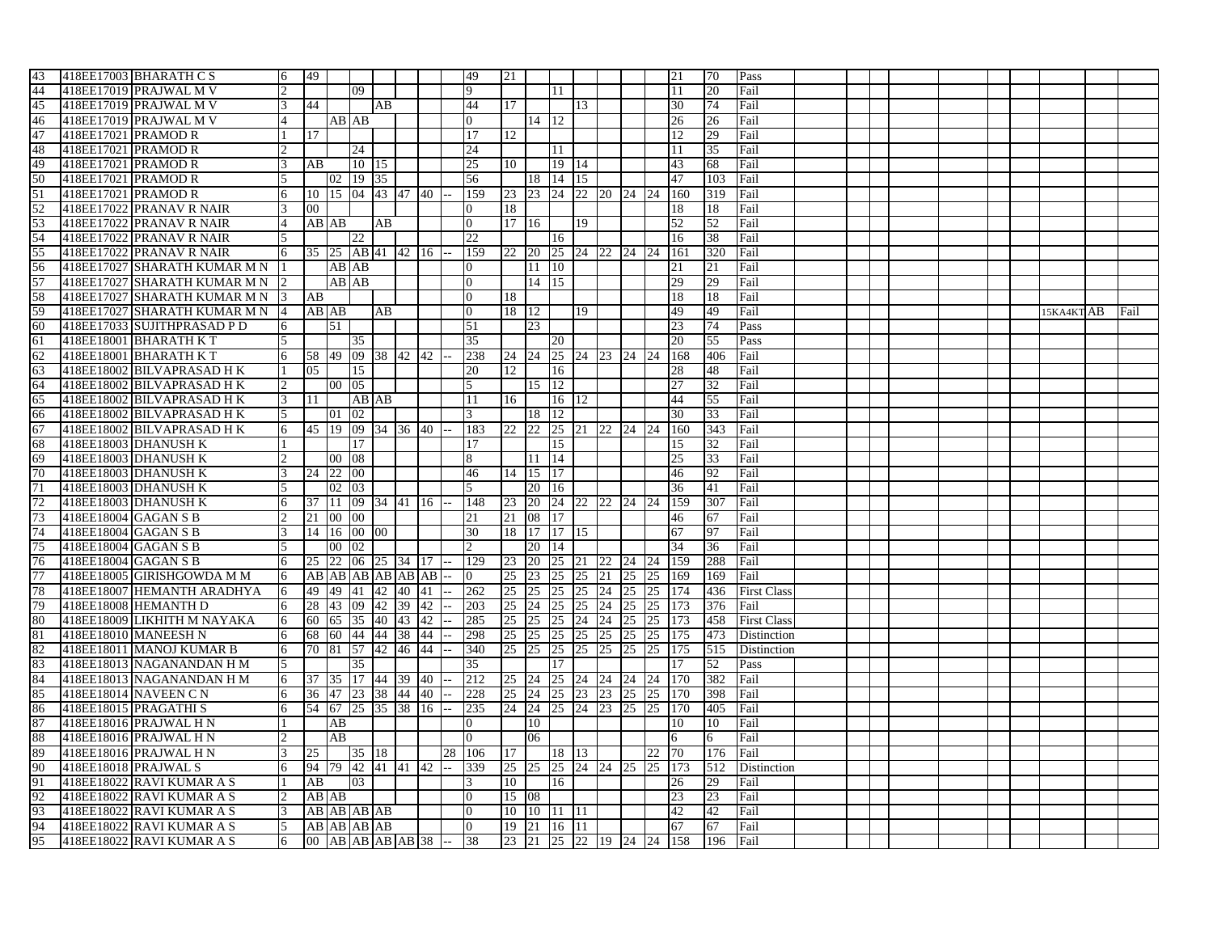| | | | | | | | | | | | | | | | | | | | | | | | | |
|---|---|---|---|---|---|---|---|---|---|---|---|---|---|---|---|---|---|---|---|---|---|---|---|---|
| 43 | 418EE17003 | BHARATH C S | 6 | 49 | | | | | | | 49 | 21 | | | | | | | 21 | 70 | Pass | | | |
| 44 | 418EE17019 | PRAJWAL M V | 2 | | | 09 | | | | | 9 | | | 11 | | | | | 11 | 20 | Fail | | | |
| 45 | 418EE17019 | PRAJWAL M V | 3 | 44 | | | AB | | | | 44 | 17 | | | 13 | | | | 30 | 74 | Fail | | | |
| 46 | 418EE17019 | PRAJWAL M V | 4 | | AB | AB | | | | | 0 | | 14 | 12 | | | | | 26 | 26 | Fail | | | |
| 47 | 418EE17021 | PRAMOD R | 1 | 17 | | | | | | | 17 | 12 | | | | | | | 12 | 29 | Fail | | | |
| 48 | 418EE17021 | PRAMOD R | 2 | | | 24 | | | | | 24 | | | 11 | | | | | 11 | 35 | Fail | | | |
| 49 | 418EE17021 | PRAMOD R | 3 | AB | | 10 | 15 | | | | 25 | 10 | | 19 | 14 | | | | 43 | 68 | Fail | | | |
| 50 | 418EE17021 | PRAMOD R | 5 | | 02 | 19 | 35 | | | | 56 | | 18 | 14 | 15 | | | | 47 | 103 | Fail | | | |
| 51 | 418EE17021 | PRAMOD R | 6 | 10 | 15 | 04 | 43 | 47 | 40 | -- | 159 | 23 | 23 | 24 | 22 | 20 | 24 | 24 | 160 | 319 | Fail | | | |
| 52 | 418EE17022 | PRANAV R NAIR | 3 | 00 | | | | | | | 0 | 18 | | | | | | | 18 | 18 | Fail | | | |
| 53 | 418EE17022 | PRANAV R NAIR | 4 | AB | AB | | AB | | | | 0 | 17 | 16 | | 19 | | | | 52 | 52 | Fail | | | |
| 54 | 418EE17022 | PRANAV R NAIR | 5 | | | 22 | | | | | 22 | | | 16 | | | | | 16 | 38 | Fail | | | |
| 55 | 418EE17022 | PRANAV R NAIR | 6 | 35 | 25 | AB | 41 | 42 | 16 | -- | 159 | 22 | 20 | 25 | 24 | 22 | 24 | 24 | 161 | 320 | Fail | | | |
| 56 | 418EE17027 | SHARATH KUMAR M N | 1 | | AB | AB | | | | | 0 | | 11 | 10 | | | | | 21 | 21 | Fail | | | |
| 57 | 418EE17027 | SHARATH KUMAR M N | 2 | | AB | AB | | | | | 0 | | 14 | 15 | | | | | 29 | 29 | Fail | | | |
| 58 | 418EE17027 | SHARATH KUMAR M N | 3 | AB | | | | | | | 0 | 18 | | | | | | | 18 | 18 | Fail | | | |
| 59 | 418EE17027 | SHARATH KUMAR M N | 4 | AB | AB | | AB | | | | 0 | 18 | 12 | | 19 | | | | 49 | 49 | Fail | 15KA4KT | AB | Fail |
| 60 | 418EE17033 | SUJITHPRASAD P D | 6 | | 51 | | | | | | 51 | | 23 | | | | | | 23 | 74 | Pass | | | |
| 61 | 418EE18001 | BHARATH K T | 5 | | | 35 | | | | | 35 | | | 20 | | | | | 20 | 55 | Pass | | | |
| 62 | 418EE18001 | BHARATH K T | 6 | 58 | 49 | 09 | 38 | 42 | 42 | -- | 238 | 24 | 24 | 25 | 24 | 23 | 24 | 24 | 168 | 406 | Fail | | | |
| 63 | 418EE18002 | BILVAPRASAD H K | 1 | 05 | | 15 | | | | | 20 | 12 | | 16 | | | | | 28 | 48 | Fail | | | |
| 64 | 418EE18002 | BILVAPRASAD H K | 2 | | 00 | 05 | | | | | 5 | | 15 | 12 | | | | | 27 | 32 | Fail | | | |
| 65 | 418EE18002 | BILVAPRASAD H K | 3 | 11 | | AB | AB | | | | 11 | 16 | | 16 | 12 | | | | 44 | 55 | Fail | | | |
| 66 | 418EE18002 | BILVAPRASAD H K | 5 | | 01 | 02 | | | | | 3 | | 18 | 12 | | | | | 30 | 33 | Fail | | | |
| 67 | 418EE18002 | BILVAPRASAD H K | 6 | 45 | 19 | 09 | 34 | 36 | 40 | -- | 183 | 22 | 22 | 25 | 21 | 22 | 24 | 24 | 160 | 343 | Fail | | | |
| 68 | 418EE18003 | DHANUSH K | 1 | | | 17 | | | | | 17 | | | 15 | | | | | 15 | 32 | Fail | | | |
| 69 | 418EE18003 | DHANUSH K | 2 | | 00 | 08 | | | | | 8 | | 11 | 14 | | | | | 25 | 33 | Fail | | | |
| 70 | 418EE18003 | DHANUSH K | 3 | 24 | 22 | 00 | | | | | 46 | 14 | 15 | 17 | | | | | 46 | 92 | Fail | | | |
| 71 | 418EE18003 | DHANUSH K | 5 | | 02 | 03 | | | | | 5 | | 20 | 16 | | | | | 36 | 41 | Fail | | | |
| 72 | 418EE18003 | DHANUSH K | 6 | 37 | 11 | 09 | 34 | 41 | 16 | -- | 148 | 23 | 20 | 24 | 22 | 22 | 24 | 24 | 159 | 307 | Fail | | | |
| 73 | 418EE18004 | GAGAN S B | 2 | 21 | 00 | 00 | | | | | 21 | 21 | 08 | 17 | | | | | 46 | 67 | Fail | | | |
| 74 | 418EE18004 | GAGAN S B | 3 | 14 | 16 | 00 | 00 | | | | 30 | 18 | 17 | 17 | 15 | | | | 67 | 97 | Fail | | | |
| 75 | 418EE18004 | GAGAN S B | 5 | | 00 | 02 | | | | | 2 | | 20 | 14 | | | | | 34 | 36 | Fail | | | |
| 76 | 418EE18004 | GAGAN S B | 6 | 25 | 22 | 06 | 25 | 34 | 17 | -- | 129 | 23 | 20 | 25 | 21 | 22 | 24 | 24 | 159 | 288 | Fail | | | |
| 77 | 418EE18005 | GIRISHGOWDA M M | 6 | AB | AB | AB | AB | AB | AB | -- | 0 | 25 | 23 | 25 | 25 | 21 | 25 | 25 | 169 | 169 | Fail | | | |
| 78 | 418EE18007 | HEMANTH ARADHYA | 6 | 49 | 49 | 41 | 42 | 40 | 41 | -- | 262 | 25 | 25 | 25 | 25 | 24 | 25 | 25 | 174 | 436 | First Class | | | |
| 79 | 418EE18008 | HEMANTH D | 6 | 28 | 43 | 09 | 42 | 39 | 42 | -- | 203 | 25 | 24 | 25 | 25 | 24 | 25 | 25 | 173 | 376 | Fail | | | |
| 80 | 418EE18009 | LIKHITH M NAYAKA | 6 | 60 | 65 | 35 | 40 | 43 | 42 | -- | 285 | 25 | 25 | 25 | 24 | 24 | 25 | 25 | 173 | 458 | First Class | | | |
| 81 | 418EE18010 | MANEESH N | 6 | 68 | 60 | 44 | 44 | 38 | 44 | -- | 298 | 25 | 25 | 25 | 25 | 25 | 25 | 25 | 175 | 473 | Distinction | | | |
| 82 | 418EE18011 | MANOJ KUMAR B | 6 | 70 | 81 | 57 | 42 | 46 | 44 | -- | 340 | 25 | 25 | 25 | 25 | 25 | 25 | 25 | 175 | 515 | Distinction | | | |
| 83 | 418EE18013 | NAGANANDAN H M | 5 | | | 35 | | | | | 35 | | | 17 | | | | | 17 | 52 | Pass | | | |
| 84 | 418EE18013 | NAGANANDAN H M | 6 | 37 | 35 | 17 | 44 | 39 | 40 | -- | 212 | 25 | 24 | 25 | 24 | 24 | 24 | 24 | 170 | 382 | Fail | | | |
| 85 | 418EE18014 | NAVEEN C N | 6 | 36 | 47 | 23 | 38 | 44 | 40 | -- | 228 | 25 | 24 | 25 | 23 | 23 | 25 | 25 | 170 | 398 | Fail | | | |
| 86 | 418EE18015 | PRAGATHI S | 6 | 54 | 67 | 25 | 35 | 38 | 16 | -- | 235 | 24 | 24 | 25 | 24 | 23 | 25 | 25 | 170 | 405 | Fail | | | |
| 87 | 418EE18016 | PRAJWAL H N | 1 | | AB | | | | | | 0 | | 10 | | | | | | 10 | 10 | Fail | | | |
| 88 | 418EE18016 | PRAJWAL H N | 2 | | AB | | | | | | 0 | | 06 | | | | | | 6 | 6 | Fail | | | |
| 89 | 418EE18016 | PRAJWAL H N | 3 | 25 | | 35 | 18 | | | 28 | 106 | 17 | | 18 | 13 | | | 22 | 70 | 176 | Fail | | | |
| 90 | 418EE18018 | PRAJWAL S | 6 | 94 | 79 | 42 | 41 | 41 | 42 | -- | 339 | 25 | 25 | 25 | 24 | 24 | 25 | 25 | 173 | 512 | Distinction | | | |
| 91 | 418EE18022 | RAVI KUMAR A S | 1 | AB | | 03 | | | | | 3 | 10 | | 16 | | | | | 26 | 29 | Fail | | | |
| 92 | 418EE18022 | RAVI KUMAR A S | 2 | AB | AB | | | | | | 0 | 15 | 08 | | | | | | 23 | 23 | Fail | | | |
| 93 | 418EE18022 | RAVI KUMAR A S | 3 | AB | AB | AB | AB | | | | 0 | 10 | 10 | 11 | 11 | | | | 42 | 42 | Fail | | | |
| 94 | 418EE18022 | RAVI KUMAR A S | 5 | AB | AB | AB | AB | | | | 0 | 19 | 21 | 16 | 11 | | | | 67 | 67 | Fail | | | |
| 95 | 418EE18022 | RAVI KUMAR A S | 6 | 00 | AB | AB | AB | AB | 38 | -- | 38 | 23 | 21 | 25 | 22 | 19 | 24 | 24 | 158 | 196 | Fail | | | |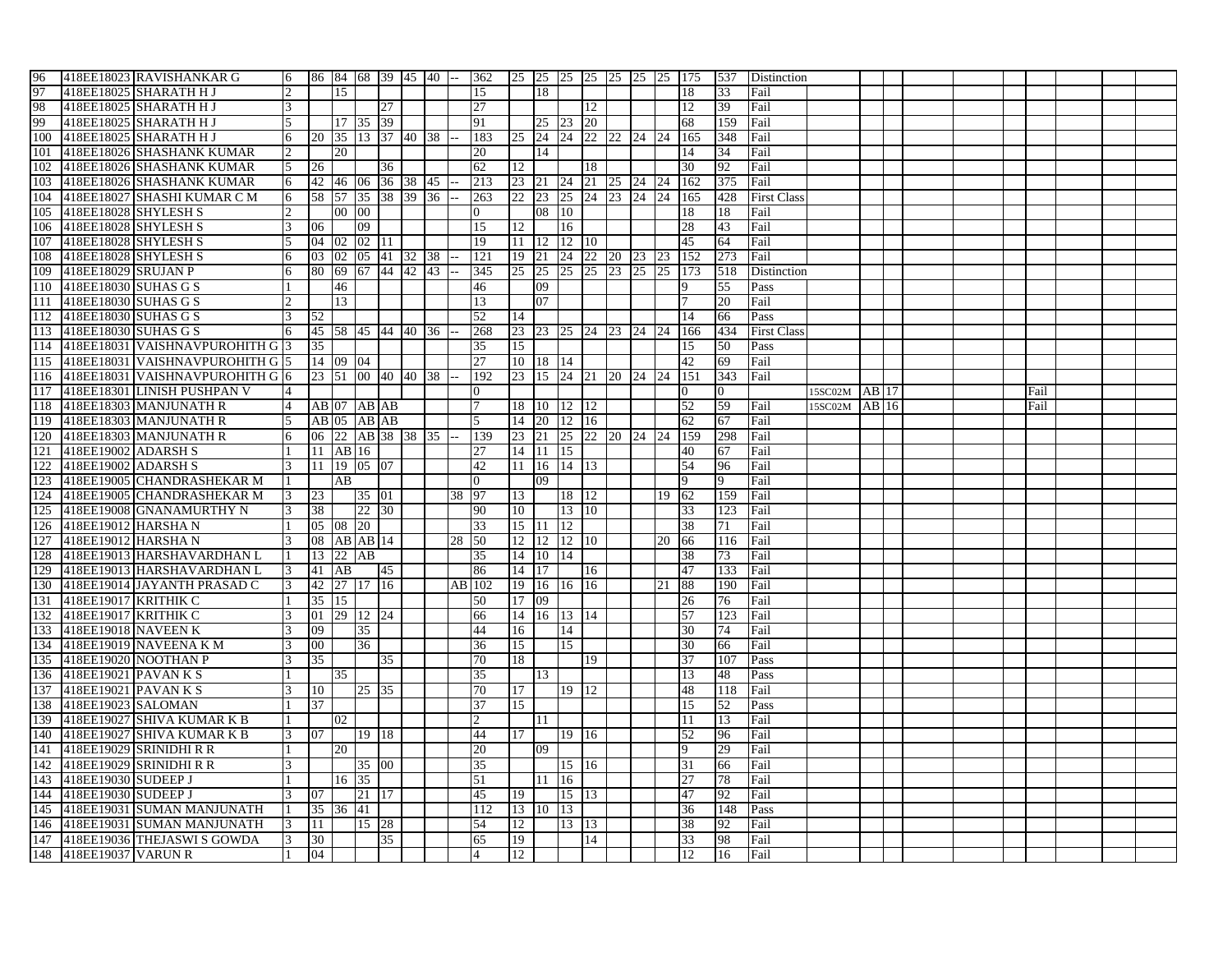| | | | | | | | | | | | | | | | | | | | | | | | | | | | | | | | | |
|---|---|---|---|---|---|---|---|---|---|---|---|---|---|---|---|---|---|---|---|---|---|---|---|---|---|---|---|---|---|---|---|---|
| 96 | 418EE18023 | RAVISHANKAR G | 6 | 86 | 84 | 68 | 39 | 45 | 40 | -- | 362 | 25 | 25 | 25 | 25 | 25 | 25 | 25 | 175 | 537 | Distinction | | | | | | | | | | | |
| 97 | 418EE18025 | SHARATH H J | 2 | | 15 | | | | | | 15 | | 18 | | | | | | 18 | 33 | Fail | | | | | | | | | | | |
| 98 | 418EE18025 | SHARATH H J | 3 | | | | 27 | | | | 27 | | | | 12 | | | | 12 | 39 | Fail | | | | | | | | | | | |
| 99 | 418EE18025 | SHARATH H J | 5 | | 17 | 35 | 39 | | | | 91 | | 25 | 23 | 20 | | | | 68 | 159 | Fail | | | | | | | | | | | |
| 100 | 418EE18025 | SHARATH H J | 6 | 20 | 35 | 13 | 37 | 40 | 38 | -- | 183 | 25 | 24 | 24 | 22 | 22 | 24 | 24 | 165 | 348 | Fail | | | | | | | | | | | |
| 101 | 418EE18026 | SHASHANK KUMAR | 2 | | 20 | | | | | | 20 | | 14 | | | | | | 14 | 34 | Fail | | | | | | | | | | | |
| 102 | 418EE18026 | SHASHANK KUMAR | 5 | 26 | | | 36 | | | | 62 | 12 | | | 18 | | | | 30 | 92 | Fail | | | | | | | | | | | |
| 103 | 418EE18026 | SHASHANK KUMAR | 6 | 42 | 46 | 06 | 36 | 38 | 45 | -- | 213 | 23 | 21 | 24 | 21 | 25 | 24 | 24 | 162 | 375 | Fail | | | | | | | | | | | |
| 104 | 418EE18027 | SHASHI KUMAR C M | 6 | 58 | 57 | 35 | 38 | 39 | 36 | -- | 263 | 22 | 23 | 25 | 24 | 23 | 24 | 24 | 165 | 428 | First Class | | | | | | | | | | | |
| 105 | 418EE18028 | SHYLESH S | 2 | | 00 | 00 | | | | | 0 | | 08 | 10 | | | | | 18 | 18 | Fail | | | | | | | | | | | |
| 106 | 418EE18028 | SHYLESH S | 3 | 06 | | 09 | | | | | 15 | 12 | | 16 | | | | | 28 | 43 | Fail | | | | | | | | | | | |
| 107 | 418EE18028 | SHYLESH S | 5 | 04 | 02 | 02 | 11 | | | | 19 | 11 | 12 | 12 | 10 | | | | 45 | 64 | Fail | | | | | | | | | | | |
| 108 | 418EE18028 | SHYLESH S | 6 | 03 | 02 | 05 | 41 | 32 | 38 | -- | 121 | 19 | 21 | 24 | 22 | 20 | 23 | 23 | 152 | 273 | Fail | | | | | | | | | | | |
| 109 | 418EE18029 | SRUJAN P | 6 | 80 | 69 | 67 | 44 | 42 | 43 | -- | 345 | 25 | 25 | 25 | 25 | 23 | 25 | 25 | 173 | 518 | Distinction | | | | | | | | | | | |
| 110 | 418EE18030 | SUHAS G S | 1 | | 46 | | | | | | 46 | | 09 | | | | | | 9 | 55 | Pass | | | | | | | | | | | |
| 111 | 418EE18030 | SUHAS G S | 2 | | 13 | | | | | | 13 | | 07 | | | | | | 7 | 20 | Fail | | | | | | | | | | | |
| 112 | 418EE18030 | SUHAS G S | 3 | 52 | | | | | | | 52 | 14 | | | | | | | 14 | 66 | Pass | | | | | | | | | | | |
| 113 | 418EE18030 | SUHAS G S | 6 | 45 | 58 | 45 | 44 | 40 | 36 | -- | 268 | 23 | 23 | 25 | 24 | 23 | 24 | 24 | 166 | 434 | First Class | | | | | | | | | | | |
| 114 | 418EE18031 | VAISHNAVPUROHITH G | 3 | 35 | | | | | | | 35 | 15 | | | | | | | 15 | 50 | Pass | | | | | | | | | | | |
| 115 | 418EE18031 | VAISHNAVPUROHITH G | 5 | 14 | 09 | 04 | | | | | 27 | 10 | 18 | 14 | | | | | 42 | 69 | Fail | | | | | | | | | | | |
| 116 | 418EE18031 | VAISHNAVPUROHITH G | 6 | 23 | 51 | 00 | 40 | 40 | 38 | -- | 192 | 23 | 15 | 24 | 21 | 20 | 24 | 24 | 151 | 343 | Fail | | | | | | | | | | | |
| 117 | 418EE18301 | LINISH PUSHPAN V | 4 | | | | | | | | 0 | | | | | | | | 0 | 0 | | 15SC02M | AB | 17 | | | | | Fail | | | |
| 118 | 418EE18303 | MANJUNATH R | 4 | AB | 07 | AB | AB | | | | 7 | 18 | 10 | 12 | 12 | | | | 52 | 59 | Fail | 15SC02M | AB | 16 | | | | | Fail | | | |
| 119 | 418EE18303 | MANJUNATH R | 5 | AB | 05 | AB | AB | | | | 5 | 14 | 20 | 12 | 16 | | | | 62 | 67 | Fail | | | | | | | | | | | |
| 120 | 418EE18303 | MANJUNATH R | 6 | 06 | 22 | AB | 38 | 38 | 35 | -- | 139 | 23 | 21 | 25 | 22 | 20 | 24 | 24 | 159 | 298 | Fail | | | | | | | | | | | |
| 121 | 418EE19002 | ADARSH S | 1 | 11 | AB | 16 | | | | | 27 | 14 | 11 | 15 | | | | | 40 | 67 | Fail | | | | | | | | | | | |
| 122 | 418EE19002 | ADARSH S | 3 | 11 | 19 | 05 | 07 | | | | 42 | 11 | 16 | 14 | 13 | | | | 54 | 96 | Fail | | | | | | | | | | | |
| 123 | 418EE19005 | CHANDRASHEKAR M | 1 | | AB | | | | | | 0 | | 09 | | | | | | 9 | 9 | Fail | | | | | | | | | | | |
| 124 | 418EE19005 | CHANDRASHEKAR M | 3 | 23 | | 35 | 01 | | | 38 | 97 | 13 | | 18 | 12 | | | 19 | 62 | 159 | Fail | | | | | | | | | | | |
| 125 | 418EE19008 | GNANAMURTHY N | 3 | 38 | | 22 | 30 | | | | 90 | 10 | | 13 | 10 | | | | 33 | 123 | Fail | | | | | | | | | | | |
| 126 | 418EE19012 | HARSHA N | 1 | 05 | 08 | 20 | | | | | 33 | 15 | 11 | 12 | | | | | 38 | 71 | Fail | | | | | | | | | | | |
| 127 | 418EE19012 | HARSHA N | 3 | 08 | AB | AB | 14 | | | 28 | 50 | 12 | 12 | 12 | 10 | | | 20 | 66 | 116 | Fail | | | | | | | | | | | |
| 128 | 418EE19013 | HARSHAVARDHAN L | 1 | 13 | 22 | AB | | | | | 35 | 14 | 10 | 14 | | | | | 38 | 73 | Fail | | | | | | | | | | | |
| 129 | 418EE19013 | HARSHAVARDHAN L | 3 | 41 | AB | | 45 | | | | 86 | 14 | 17 | | 16 | | | | 47 | 133 | Fail | | | | | | | | | | | |
| 130 | 418EE19014 | JAYANTH PRASAD C | 3 | 42 | 27 | 17 | 16 | | | AB | 102 | 19 | 16 | 16 | 16 | | | 21 | 88 | 190 | Fail | | | | | | | | | | | |
| 131 | 418EE19017 | KRITHIK C | 1 | 35 | 15 | | | | | | 50 | 17 | 09 | | | | | | 26 | 76 | Fail | | | | | | | | | | | |
| 132 | 418EE19017 | KRITHIK C | 3 | 01 | 29 | 12 | 24 | | | | 66 | 14 | 16 | 13 | 14 | | | | 57 | 123 | Fail | | | | | | | | | | | |
| 133 | 418EE19018 | NAVEEN K | 3 | 09 | | 35 | | | | | 44 | 16 | | 14 | | | | | 30 | 74 | Fail | | | | | | | | | | | |
| 134 | 418EE19019 | NAVEENA K M | 3 | 00 | | 36 | | | | | 36 | 15 | | 15 | | | | | 30 | 66 | Fail | | | | | | | | | | | |
| 135 | 418EE19020 | NOOTHAN P | 3 | 35 | | | 35 | | | | 70 | 18 | | | 19 | | | | 37 | 107 | Pass | | | | | | | | | | | |
| 136 | 418EE19021 | PAVAN K S | 1 | | 35 | | | | | | 35 | | 13 | | | | | | 13 | 48 | Pass | | | | | | | | | | | |
| 137 | 418EE19021 | PAVAN K S | 3 | 10 | | 25 | 35 | | | | 70 | 17 | | 19 | 12 | | | | 48 | 118 | Fail | | | | | | | | | | | |
| 138 | 418EE19023 | SALOMAN | 1 | 37 | | | | | | | 37 | 15 | | | | | | | 15 | 52 | Pass | | | | | | | | | | | |
| 139 | 418EE19027 | SHIVA KUMAR K B | 1 | | 02 | | | | | | 2 | | 11 | | | | | | 11 | 13 | Fail | | | | | | | | | | | |
| 140 | 418EE19027 | SHIVA KUMAR K B | 3 | 07 | | 19 | 18 | | | | 44 | 17 | | 19 | 16 | | | | 52 | 96 | Fail | | | | | | | | | | | |
| 141 | 418EE19029 | SRINIDHI R R | 1 | | 20 | | | | | | 20 | | 09 | | | | | | 9 | 29 | Fail | | | | | | | | | | | |
| 142 | 418EE19029 | SRINIDHI R R | 3 | | | 35 | 00 | | | | 35 | | | 15 | 16 | | | | 31 | 66 | Fail | | | | | | | | | | | |
| 143 | 418EE19030 | SUDEEP J | 1 | | 16 | 35 | | | | | 51 | | 11 | 16 | | | | | 27 | 78 | Fail | | | | | | | | | | | |
| 144 | 418EE19030 | SUDEEP J | 3 | 07 | | 21 | 17 | | | | 45 | 19 | | 15 | 13 | | | | 47 | 92 | Fail | | | | | | | | | | | |
| 145 | 418EE19031 | SUMAN MANJUNATH | 1 | 35 | 36 | 41 | | | | | 112 | 13 | 10 | 13 | | | | | 36 | 148 | Pass | | | | | | | | | | | |
| 146 | 418EE19031 | SUMAN MANJUNATH | 3 | 11 | | 15 | 28 | | | | 54 | 12 | | 13 | 13 | | | | 38 | 92 | Fail | | | | | | | | | | | |
| 147 | 418EE19036 | THEJASWI S GOWDA | 3 | 30 | | | 35 | | | | 65 | 19 | | | 14 | | | | 33 | 98 | Fail | | | | | | | | | | | |
| 148 | 418EE19037 | VARUN R | 1 | 04 | | | | | | | 4 | 12 | | | | | | | 12 | 16 | Fail | | | | | | | | | | | |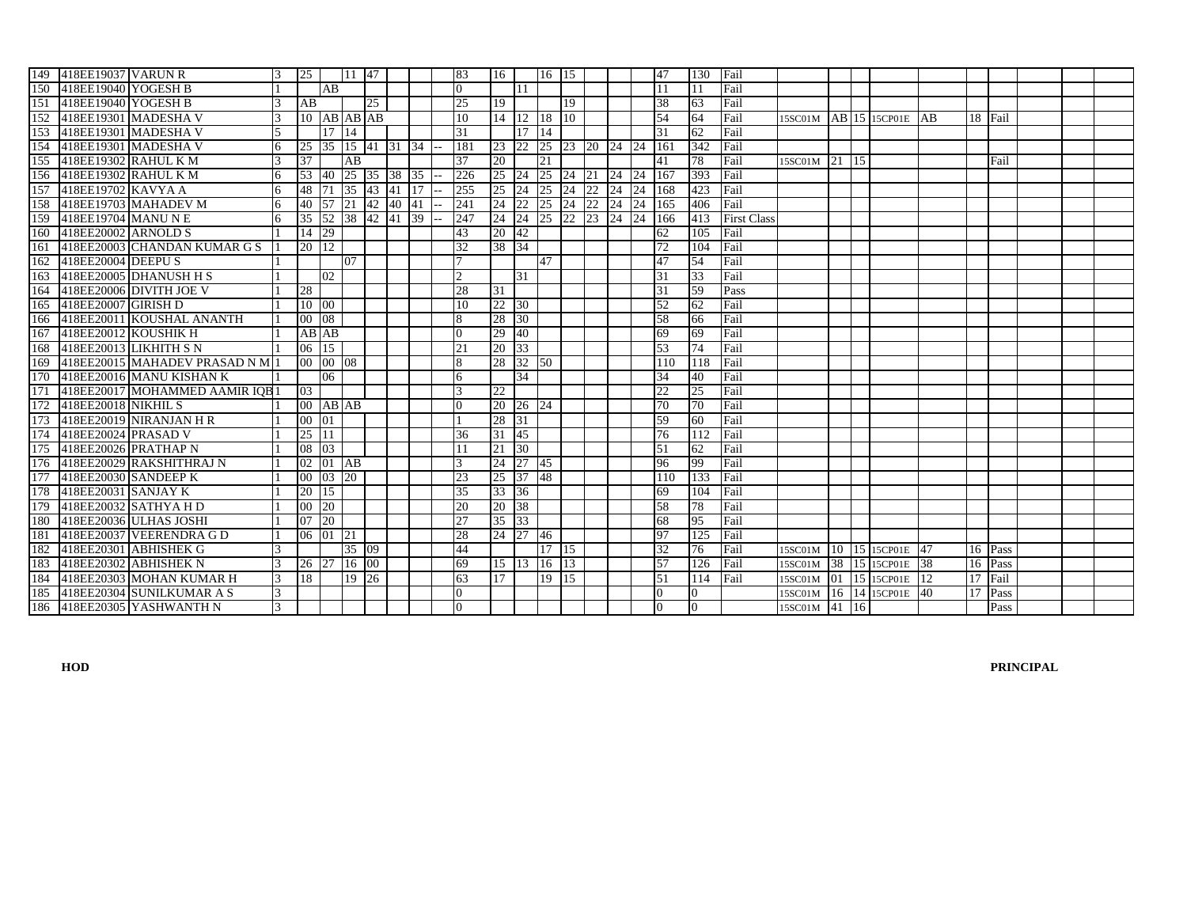| | | | | | | | | | | | | | | | | | | | | | | | | | | | | | | | |
|---|---|---|---|---|---|---|---|---|---|---|---|---|---|---|---|---|---|---|---|---|---|---|---|---|---|---|---|---|---|---|---|
| 149 | 418EE19037 | VARUN R | 3 | 25 | | 11 | 47 | | | | 83 | 16 | | 16 | 15 | | | | 47 | 130 | Fail | | | | | | | | | | |
| 150 | 418EE19040 | YOGESH B | 1 | | AB | | | | | | 0 | | 11 | | | | | | 11 | 11 | Fail | | | | | | | | | | |
| 151 | 418EE19040 | YOGESH B | 3 | AB | | | 25 | | | | 25 | 19 | | | 19 | | | | 38 | 63 | Fail | | | | | | | | | | |
| 152 | 418EE19301 | MADESHA V | 3 | 10 | AB | AB | AB | | | | 10 | 14 | 12 | 18 | 10 | | | | 54 | 64 | Fail | 15SC01M | AB | 15 | 15CP01E | AB | 18 | Fail | | | |
| 153 | 418EE19301 | MADESHA V | 5 | | 17 | 14 | | | | | 31 | | 17 | 14 | | | | | 31 | 62 | Fail | | | | | | | | | | |
| 154 | 418EE19301 | MADESHA V | 6 | 25 | 35 | 15 | 41 | 31 | 34 | -- | 181 | 23 | 22 | 25 | 23 | 20 | 24 | 24 | 161 | 342 | Fail | | | | | | | | | | |
| 155 | 418EE19302 | RAHUL K M | 3 | 37 | | AB | | | | | 37 | 20 | | 21 | | | | | 41 | 78 | Fail | 15SC01M | 21 | 15 | | | | Fail | | | |
| 156 | 418EE19302 | RAHUL K M | 6 | 53 | 40 | 25 | 35 | 38 | 35 | -- | 226 | 25 | 24 | 25 | 24 | 21 | 24 | 24 | 167 | 393 | Fail | | | | | | | | | | |
| 157 | 418EE19702 | KAVYA A | 6 | 48 | 71 | 35 | 43 | 41 | 17 | -- | 255 | 25 | 24 | 25 | 24 | 22 | 24 | 24 | 168 | 423 | Fail | | | | | | | | | | |
| 158 | 418EE19703 | MAHADEV M | 6 | 40 | 57 | 21 | 42 | 40 | 41 | -- | 241 | 24 | 22 | 25 | 24 | 22 | 24 | 24 | 165 | 406 | Fail | | | | | | | | | | |
| 159 | 418EE19704 | MANU N E | 6 | 35 | 52 | 38 | 42 | 41 | 39 | -- | 247 | 24 | 24 | 25 | 22 | 23 | 24 | 24 | 166 | 413 | First Class | | | | | | | | | | |
| 160 | 418EE20002 | ARNOLD S | 1 | 14 | 29 | | | | | | 43 | 20 | 42 | | | | | | 62 | 105 | Fail | | | | | | | | | | |
| 161 | 418EE20003 | CHANDAN KUMAR G S | 1 | 20 | 12 | | | | | | 32 | 38 | 34 | | | | | | 72 | 104 | Fail | | | | | | | | | | |
| 162 | 418EE20004 | DEEPU S | 1 | | | 07 | | | | | 7 | | | 47 | | | | | 47 | 54 | Fail | | | | | | | | | | |
| 163 | 418EE20005 | DHANUSH H S | 1 | | 02 | | | | | | 2 | | 31 | | | | | | 31 | 33 | Fail | | | | | | | | | | |
| 164 | 418EE20006 | DIVITH JOE V | 1 | 28 | | | | | | | 28 | 31 | | | | | | | 31 | 59 | Pass | | | | | | | | | | |
| 165 | 418EE20007 | GIRISH D | 1 | 10 | 00 | | | | | | 10 | 22 | 30 | | | | | | 52 | 62 | Fail | | | | | | | | | | |
| 166 | 418EE20011 | KOUSHAL ANANTH | 1 | 00 | 08 | | | | | | 8 | 28 | 30 | | | | | | 58 | 66 | Fail | | | | | | | | | | |
| 167 | 418EE20012 | KOUSHIK H | 1 | AB | AB | | | | | | 0 | 29 | 40 | | | | | | 69 | 69 | Fail | | | | | | | | | | |
| 168 | 418EE20013 | LIKHITH S N | 1 | 06 | 15 | | | | | | 21 | 20 | 33 | | | | | | 53 | 74 | Fail | | | | | | | | | | |
| 169 | 418EE20015 | MAHADEV PRASAD N M | 1 | 00 | 00 | 08 | | | | | 8 | 28 | 32 | 50 | | | | | 110 | 118 | Fail | | | | | | | | | | |
| 170 | 418EE20016 | MANU KISHAN K | 1 | | 06 | | | | | | 6 | | 34 | | | | | | 34 | 40 | Fail | | | | | | | | | | |
| 171 | 418EE20017 | MOHAMMED AAMIR IQB | 1 | 03 | | | | | | | 3 | 22 | | | | | | | 22 | 25 | Fail | | | | | | | | | | |
| 172 | 418EE20018 | NIKHIL S | 1 | 00 | AB | AB | | | | | 0 | 20 | 26 | 24 | | | | | 70 | 70 | Fail | | | | | | | | | | |
| 173 | 418EE20019 | NIRANJAN H R | 1 | 00 | 01 | | | | | | 1 | 28 | 31 | | | | | | 59 | 60 | Fail | | | | | | | | | | |
| 174 | 418EE20024 | PRASAD V | 1 | 25 | 11 | | | | | | 36 | 31 | 45 | | | | | | 76 | 112 | Fail | | | | | | | | | | |
| 175 | 418EE20026 | PRATHAP N | 1 | 08 | 03 | | | | | | 11 | 21 | 30 | | | | | | 51 | 62 | Fail | | | | | | | | | | |
| 176 | 418EE20029 | RAKSHITHRAJ N | 1 | 02 | 01 | AB | | | | | 3 | 24 | 27 | 45 | | | | | 96 | 99 | Fail | | | | | | | | | | |
| 177 | 418EE20030 | SANDEEP K | 1 | 00 | 03 | 20 | | | | | 23 | 25 | 37 | 48 | | | | | 110 | 133 | Fail | | | | | | | | | | |
| 178 | 418EE20031 | SANJAY K | 1 | 20 | 15 | | | | | | 35 | 33 | 36 | | | | | | 69 | 104 | Fail | | | | | | | | | | |
| 179 | 418EE20032 | SATHYA H D | 1 | 00 | 20 | | | | | | 20 | 20 | 38 | | | | | | 58 | 78 | Fail | | | | | | | | | | |
| 180 | 418EE20036 | ULHAS JOSHI | 1 | 07 | 20 | | | | | | 27 | 35 | 33 | | | | | | 68 | 95 | Fail | | | | | | | | | | |
| 181 | 418EE20037 | VEERENDRA G D | 1 | 06 | 01 | 21 | | | | | 28 | 24 | 27 | 46 | | | | | 97 | 125 | Fail | | | | | | | | | | |
| 182 | 418EE20301 | ABHISHEK G | 3 | | | 35 | 09 | | | | 44 | | | 17 | 15 | | | | 32 | 76 | Fail | 15SC01M | 10 | 15 | 15CP01E | 47 | 16 | Pass | | | |
| 183 | 418EE20302 | ABHISHEK N | 3 | 26 | 27 | 16 | 00 | | | | 69 | 15 | 13 | 16 | 13 | | | | 57 | 126 | Fail | 15SC01M | 38 | 15 | 15CP01E | 38 | 16 | Pass | | | |
| 184 | 418EE20303 | MOHAN KUMAR H | 3 | 18 | | 19 | 26 | | | | 63 | 17 | | 19 | 15 | | | | 51 | 114 | Fail | 15SC01M | 01 | 15 | 15CP01E | 12 | 17 | Fail | | | |
| 185 | 418EE20304 | SUNILKUMAR A S | 3 | | | | | | | | 0 | | | | | | | | 0 | 0 | | 15SC01M | 16 | 14 | 15CP01E | 40 | 17 | Pass | | | |
| 186 | 418EE20305 | YASHWANTH N | 3 | | | | | | | | 0 | | | | | | | | 0 | 0 | | 15SC01M | 41 | 16 | | | | Pass | | | |

**HOD**

**PRINCIPAL**